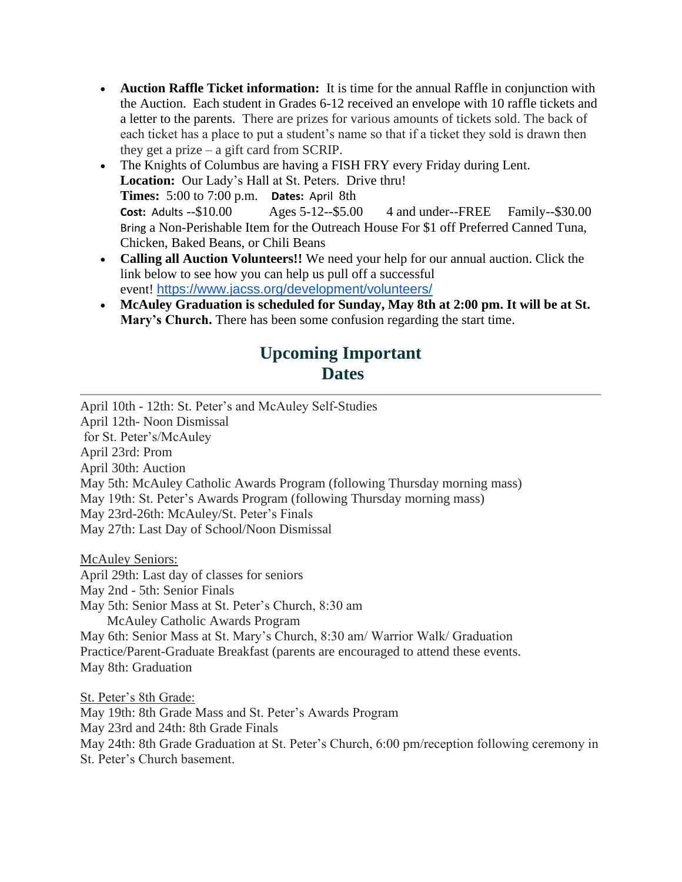- **Auction Raffle Ticket information:** It is time for the annual Raffle in conjunction with the Auction. Each student in Grades 6-12 received an envelope with 10 raffle tickets and a letter to the parents. There are prizes for various amounts of tickets sold. The back of each ticket has a place to put a student's name so that if a ticket they sold is drawn then they get a prize – a gift card from SCRIP.
- The Knights of Columbus are having a FISH FRY every Friday during Lent.
  **Location:** Our Lady's Hall at St. Peters. Drive thru!
  **Times:** 5:00 to 7:00 p.m. **Dates:** April 8th
  **Cost:** Adults --$10.00 Ages 5-12--$5.00 4 and under--FREE Family--$30.00
  Bring a Non-Perishable Item for the Outreach House For $1 off Preferred Canned Tuna, Chicken, Baked Beans, or Chili Beans
- **Calling all Auction Volunteers!!** We need your help for our annual auction. Click the link below to see how you can help us pull off a successful event! https://www.jacss.org/development/volunteers/
- **McAuley Graduation is scheduled for Sunday, May 8th at 2:00 pm. It will be at St. Mary's Church.** There has been some confusion regarding the start time.

## Upcoming Important Dates

---

April 10th - 12th: St. Peter's and McAuley Self-Studies
April 12th- Noon Dismissal
for St. Peter's/McAuley
April 23rd: Prom
April 30th: Auction
May 5th: McAuley Catholic Awards Program (following Thursday morning mass)
May 19th: St. Peter's Awards Program (following Thursday morning mass)
May 23rd-26th: McAuley/St. Peter's Finals
May 27th: Last Day of School/Noon Dismissal

McAuley Seniors:
April 29th: Last day of classes for seniors
May 2nd - 5th: Senior Finals
May 5th: Senior Mass at St. Peter's Church, 8:30 am
McAuley Catholic Awards Program
May 6th: Senior Mass at St. Mary's Church, 8:30 am/ Warrior Walk/ Graduation Practice/Parent-Graduate Breakfast (parents are encouraged to attend these events.
May 8th: Graduation

St. Peter's 8th Grade:
May 19th: 8th Grade Mass and St. Peter's Awards Program
May 23rd and 24th: 8th Grade Finals
May 24th: 8th Grade Graduation at St. Peter's Church, 6:00 pm/reception following ceremony in St. Peter's Church basement.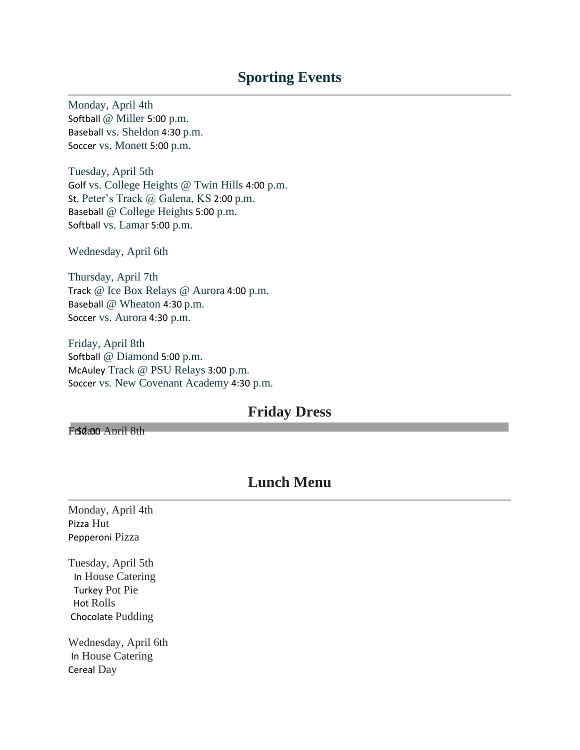## Sporting Events

Monday, April 4th
Softball @ Miller 5:00 p.m.
Baseball vs. Sheldon 4:30 p.m.
Soccer vs. Monett 5:00 p.m.

Tuesday, April 5th
Golf vs. College Heights @ Twin Hills 4:00 p.m.
St. Peter's Track @ Galena, KS 2:00 p.m.
Baseball @ College Heights 5:00 p.m.
Softball vs. Lamar 5:00 p.m.

Wednesday, April 6th

Thursday, April 7th
Track @ Ice Box Relays @ Aurora 4:00 p.m.
Baseball @ Wheaton 4:30 p.m.
Soccer vs. Aurora 4:30 p.m.

Friday, April 8th
Softball @ Diamond 5:00 p.m.
McAuley Track @ PSU Relays 3:00 p.m.
Soccer vs. New Covenant Academy 4:30 p.m.

## Friday Dress

Friday, April 8th
$2.00

## Lunch Menu

Monday, April 4th
Pizza Hut
Pepperoni Pizza

Tuesday, April 5th
In House Catering
Turkey Pot Pie
Hot Rolls
Chocolate Pudding

Wednesday, April 6th
In House Catering
Cereal Day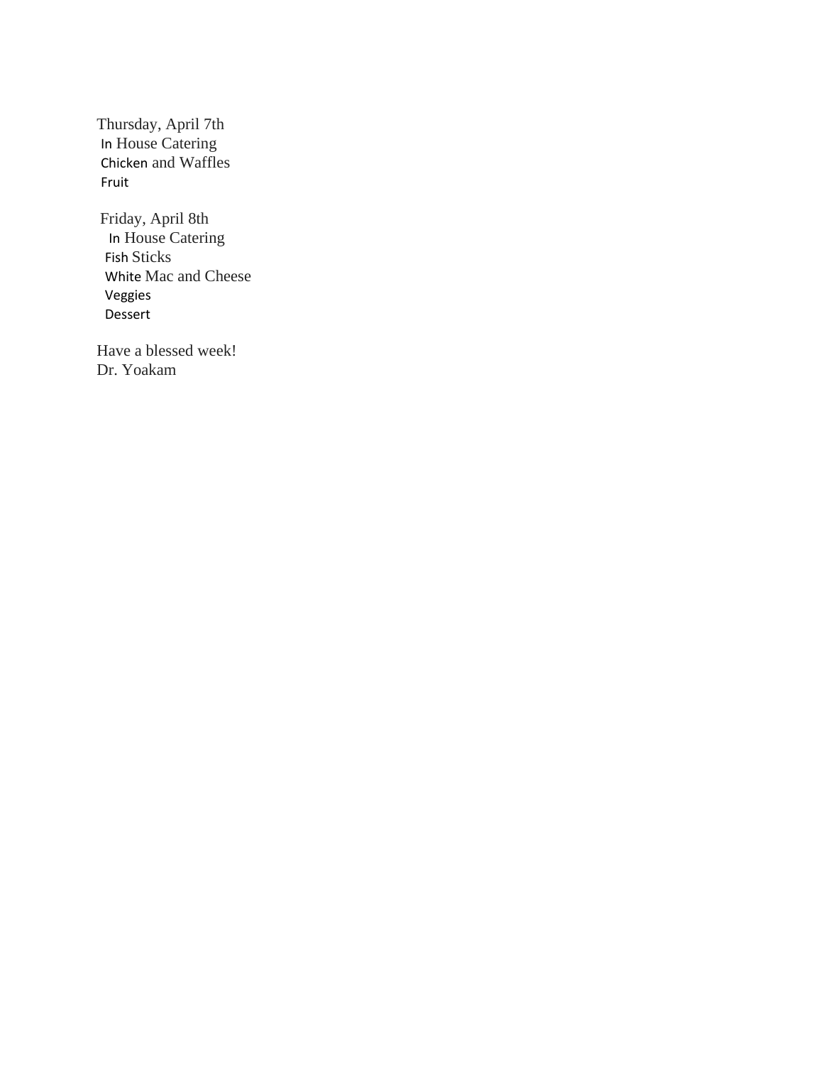Thursday, April 7th
In House Catering
Chicken and Waffles
Fruit

Friday, April 8th
In House Catering
Fish Sticks
White Mac and Cheese
Veggies
Dessert

Have a blessed week!
Dr. Yoakam